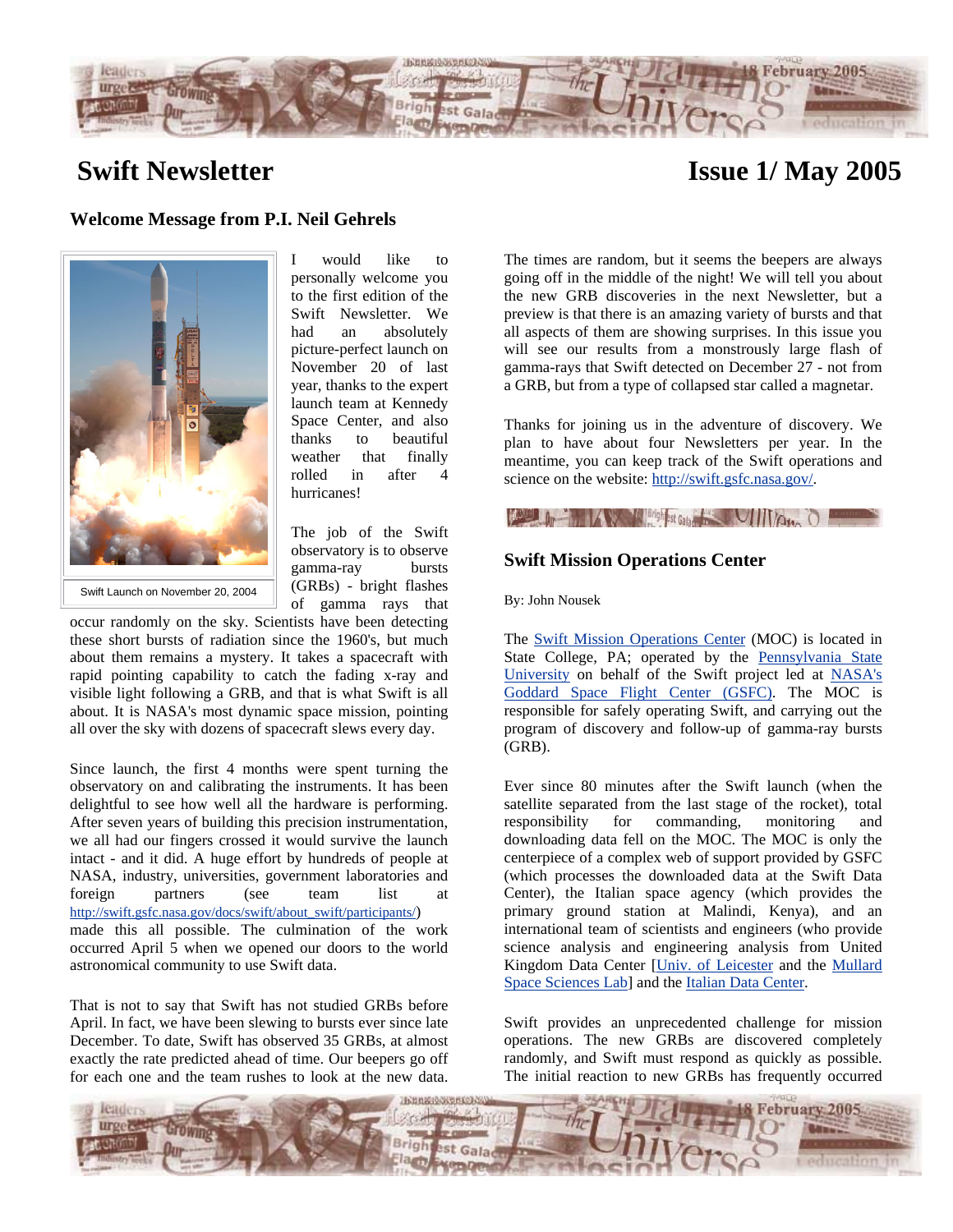# Swift Newsletter

**Issue 1/ May 2005**

## Welcome Message from P.I. Neil Gehrels

Swift Launch on November 20, 2004

I would like to personally welcome you to the first edition of the Swift Newsletter. We had an absolutely picture-perfect launch on November 20 of last year, thanks to the expert launch team at Kennedy Space Center, and also thanks to beautiful weather that finally rolled in after 4 hurricanes!

The job of the Swift observatory is to observe gamma-ray bursts (GRBs) - bright flashes of gamma rays that occur randomly on the sky. Scientists have been detecting these short bursts of radiation since the 1960's, but much about them remains a mystery. It takes a spacecraft with rapid pointing capability to catch the fading x-ray and visible light following a GRB, and that is what Swift is all about. It is NASA's most dynamic space mission, pointing all over the sky with dozens of spacecraft slews every day.

Since launch, the first 4 months were spent turning the observatory on and calibrating the instruments. It has been delightful to see how well all the hardware is performing. After seven years of building this precision instrumentation, we all had our fingers crossed it would survive the launch intact - and it did. A huge effort by hundreds of people at NASA, industry, universities, government laboratories and foreign partners (see team list at http://swift.gsfc.nasa.gov/docs/swift/about_swift/participants/) made this all possible. The culmination of the work occurred April 5 when we opened our doors to the world astronomical community to use Swift data.

That is not to say that Swift has not studied GRBs before April. In fact, we have been slewing to bursts ever since late December. To date, Swift has observed 35 GRBs, at almost exactly the rate predicted ahead of time. Our beepers go off for each one and the team rushes to look at the new data. The times are random, but it seems the beepers are always going off in the middle of the night! We will tell you about the new GRB discoveries in the next Newsletter, but a preview is that there is an amazing variety of bursts and that all aspects of them are showing surprises. In this issue you will see our results from a monstrously large flash of gamma-rays that Swift detected on December 27 - not from a GRB, but from a type of collapsed star called a magnetar.

Thanks for joining us in the adventure of discovery. We plan to have about four Newsletters per year. In the meantime, you can keep track of the Swift operations and science on the website: http://swift.gsfc.nasa.gov/.

## Swift Mission Operations Center

By: John Nousek

The Swift Mission Operations Center (MOC) is located in State College, PA; operated by the Pennsylvania State University on behalf of the Swift project led at NASA's Goddard Space Flight Center (GSFC). The MOC is responsible for safely operating Swift, and carrying out the program of discovery and follow-up of gamma-ray bursts (GRB).

Ever since 80 minutes after the Swift launch (when the satellite separated from the last stage of the rocket), total responsibility for commanding, monitoring and downloading data fell on the MOC. The MOC is only the centerpiece of a complex web of support provided by GSFC (which processes the downloaded data at the Swift Data Center), the Italian space agency (which provides the primary ground station at Malindi, Kenya), and an international team of scientists and engineers (who provide science analysis and engineering analysis from United Kingdom Data Center [Univ. of Leicester and the Mullard Space Sciences Lab] and the Italian Data Center.

Swift provides an unprecedented challenge for mission operations. The new GRBs are discovered completely randomly, and Swift must respond as quickly as possible. The initial reaction to new GRBs has frequently occurred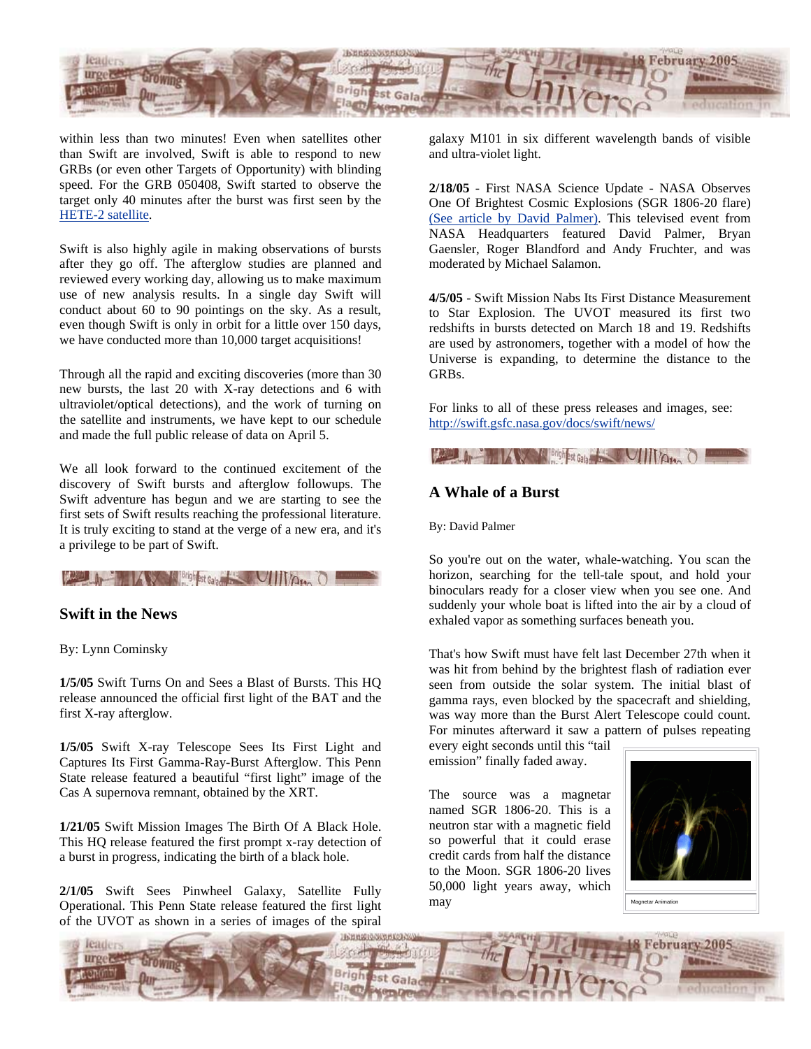within less than two minutes! Even when satellites other than Swift are involved, Swift is able to respond to new GRBs (or even other Targets of Opportunity) with blinding speed. For the GRB 050408, Swift started to observe the target only 40 minutes after the burst was first seen by the HETE-2 satellite.

Swift is also highly agile in making observations of bursts after they go off. The afterglow studies are planned and reviewed every working day, allowing us to make maximum use of new analysis results. In a single day Swift will conduct about 60 to 90 pointings on the sky. As a result, even though Swift is only in orbit for a little over 150 days, we have conducted more than 10,000 target acquisitions!

Through all the rapid and exciting discoveries (more than 30 new bursts, the last 20 with X-ray detections and 6 with ultraviolet/optical detections), and the work of turning on the satellite and instruments, we have kept to our schedule and made the full public release of data on April 5.

We all look forward to the continued excitement of the discovery of Swift bursts and afterglow followups. The Swift adventure has begun and we are starting to see the first sets of Swift results reaching the professional literature. It is truly exciting to stand at the verge of a new era, and it's a privilege to be part of Swift.

## Swift in the News

By: Lynn Cominsky

**1/5/05** Swift Turns On and Sees a Blast of Bursts. This HQ release announced the official first light of the BAT and the first X-ray afterglow.

**1/5/05** Swift X-ray Telescope Sees Its First Light and Captures Its First Gamma-Ray-Burst Afterglow. This Penn State release featured a beautiful "first light" image of the Cas A supernova remnant, obtained by the XRT.

**1/21/05** Swift Mission Images The Birth Of A Black Hole. This HQ release featured the first prompt x-ray detection of a burst in progress, indicating the birth of a black hole.

**2/1/05** Swift Sees Pinwheel Galaxy, Satellite Fully Operational. This Penn State release featured the first light of the UVOT as shown in a series of images of the spiral galaxy M101 in six different wavelength bands of visible and ultra-violet light.

**2/18/05** - First NASA Science Update - NASA Observes One Of Brightest Cosmic Explosions (SGR 1806-20 flare) (See article by David Palmer). This televised event from NASA Headquarters featured David Palmer, Bryan Gaensler, Roger Blandford and Andy Fruchter, and was moderated by Michael Salamon.

**4/5/05** - Swift Mission Nabs Its First Distance Measurement to Star Explosion. The UVOT measured its first two redshifts in bursts detected on March 18 and 19. Redshifts are used by astronomers, together with a model of how the Universe is expanding, to determine the distance to the GRBs.

For links to all of these press releases and images, see: http://swift.gsfc.nasa.gov/docs/swift/news/

## A Whale of a Burst

By: David Palmer

So you're out on the water, whale-watching. You scan the horizon, searching for the tell-tale spout, and hold your binoculars ready for a closer view when you see one. And suddenly your whole boat is lifted into the air by a cloud of exhaled vapor as something surfaces beneath you.

That's how Swift must have felt last December 27th when it was hit from behind by the brightest flash of radiation ever seen from outside the solar system. The initial blast of gamma rays, even blocked by the spacecraft and shielding, was way more than the Burst Alert Telescope could count. For minutes afterward it saw a pattern of pulses repeating every eight seconds until this "tail emission" finally faded away.

The source was a magnetar named SGR 1806-20. This is a neutron star with a magnetic field so powerful that it could erase credit cards from half the distance to the Moon. SGR 1806-20 lives 50,000 light years away, which may

Magnetar Animation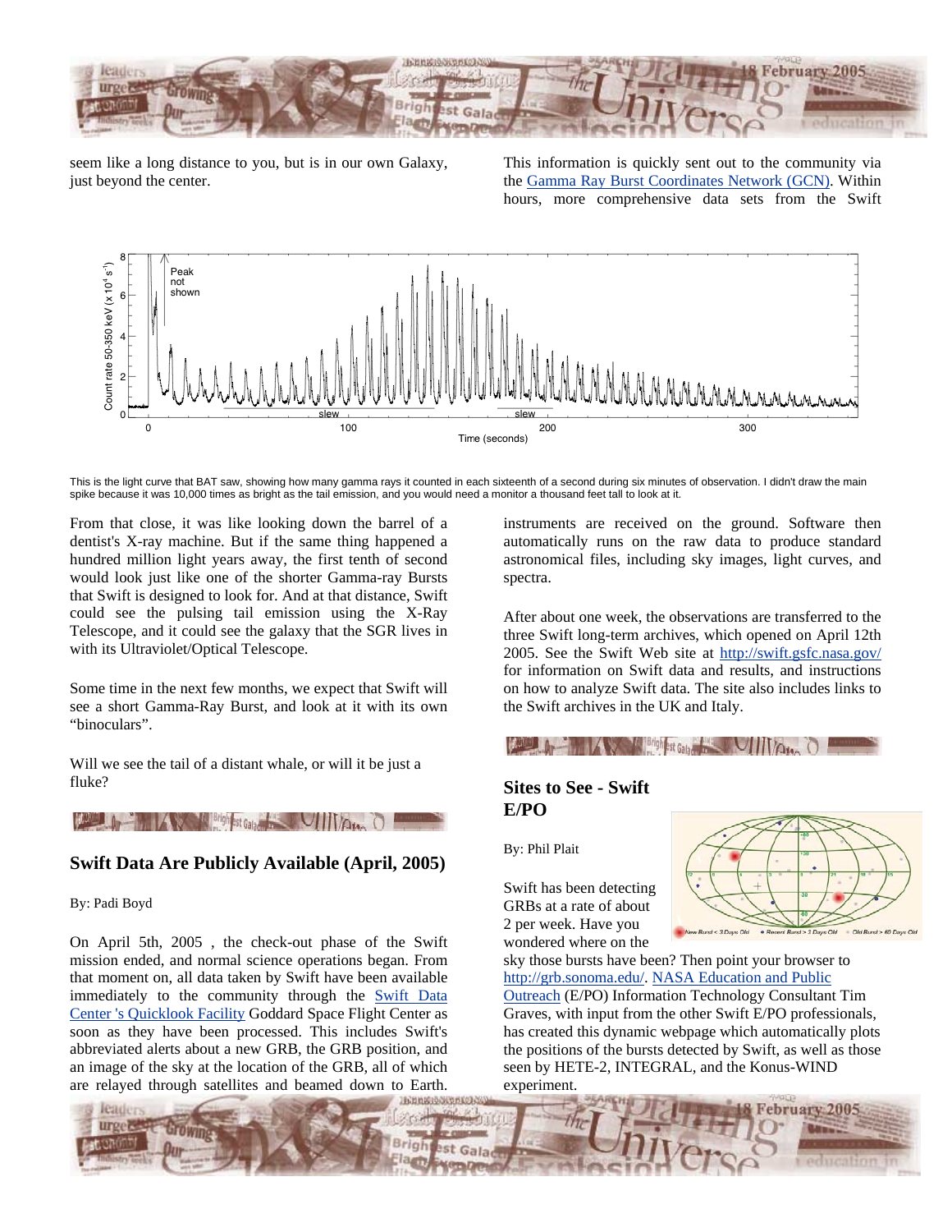seem like a long distance to you, but is in our own Galaxy, just beyond the center.

This is the light curve that BAT saw, showing how many gamma rays it counted in each sixteenth of a second during six minutes of observation. I didn't draw the main spike because it was 10,000 times as bright as the tail emission, and you would need a monitor a thousand feet tall to look at it.

From that close, it was like looking down the barrel of a dentist's X-ray machine. But if the same thing happened a hundred million light years away, the first tenth of second would look just like one of the shorter Gamma-ray Bursts that Swift is designed to look for. And at that distance, Swift could see the pulsing tail emission using the X-Ray Telescope, and it could see the galaxy that the SGR lives in with its Ultraviolet/Optical Telescope.

Some time in the next few months, we expect that Swift will see a short Gamma-Ray Burst, and look at it with its own "binoculars".

Will we see the tail of a distant whale, or will it be just a fluke?

## Swift Data Are Publicly Available (April, 2005)

By: Padi Boyd

On April 5th, 2005 , the check-out phase of the Swift mission ended, and normal science operations began. From that moment on, all data taken by Swift have been available immediately to the community through the Swift Data Center 's Quicklook Facility Goddard Space Flight Center as soon as they have been processed. This includes Swift's abbreviated alerts about a new GRB, the GRB position, and an image of the sky at the location of the GRB, all of which are relayed through satellites and beamed down to Earth. This information is quickly sent out to the community via the Gamma Ray Burst Coordinates Network (GCN). Within hours, more comprehensive data sets from the Swift instruments are received on the ground. Software then automatically runs on the raw data to produce standard astronomical files, including sky images, light curves, and spectra.

After about one week, the observations are transferred to the three Swift long-term archives, which opened on April 12th 2005. See the Swift Web site at http://swift.gsfc.nasa.gov/ for information on Swift data and results, and instructions on how to analyze Swift data. The site also includes links to the Swift archives in the UK and Italy.

## Sites to See - Swift E/PO

By: Phil Plait

Swift has been detecting GRBs at a rate of about 2 per week. Have you wondered where on the sky those bursts have been? Then point your browser to http://grb.sonoma.edu/. NASA Education and Public Outreach (E/PO) Information Technology Consultant Tim Graves, with input from the other Swift E/PO professionals, has created this dynamic webpage which automatically plots the positions of the bursts detected by Swift, as well as those seen by HETE-2, INTEGRAL, and the Konus-WIND experiment.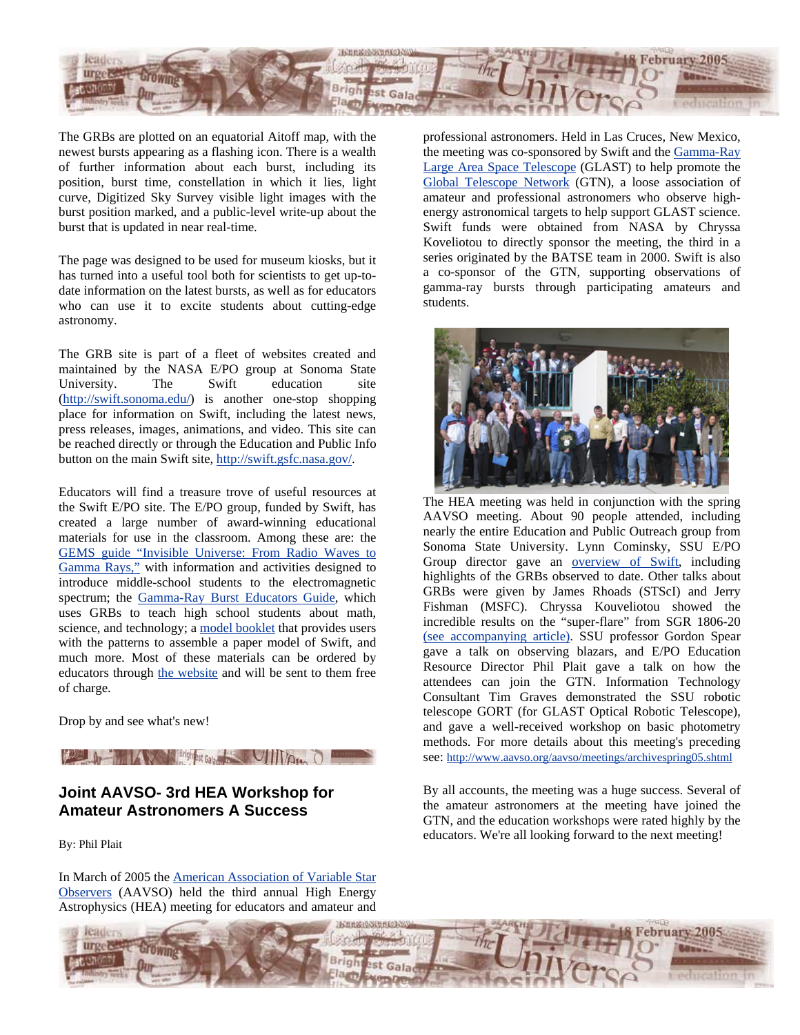The GRBs are plotted on an equatorial Aitoff map, with the newest bursts appearing as a flashing icon. There is a wealth of further information about each burst, including its position, burst time, constellation in which it lies, light curve, Digitized Sky Survey visible light images with the burst position marked, and a public-level write-up about the burst that is updated in near real-time.

The page was designed to be used for museum kiosks, but it has turned into a useful tool both for scientists to get up-to-date information on the latest bursts, as well as for educators who can use it to excite students about cutting-edge astronomy.

The GRB site is part of a fleet of websites created and maintained by the NASA E/PO group at Sonoma State University. The Swift education site (http://swift.sonoma.edu/) is another one-stop shopping place for information on Swift, including the latest news, press releases, images, animations, and video. This site can be reached directly or through the Education and Public Info button on the main Swift site, http://swift.gsfc.nasa.gov/.

Educators will find a treasure trove of useful resources at the Swift E/PO site. The E/PO group, funded by Swift, has created a large number of award-winning educational materials for use in the classroom. Among these are: the GEMS guide "Invisible Universe: From Radio Waves to Gamma Rays," with information and activities designed to introduce middle-school students to the electromagnetic spectrum; the Gamma-Ray Burst Educators Guide, which uses GRBs to teach high school students about math, science, and technology; a model booklet that provides users with the patterns to assemble a paper model of Swift, and much more. Most of these materials can be ordered by educators through the website and will be sent to them free of charge.

Drop by and see what's new!

## Joint AAVSO- 3rd HEA Workshop for Amateur Astronomers A Success

By: Phil Plait

In March of 2005 the American Association of Variable Star Observers (AAVSO) held the third annual High Energy Astrophysics (HEA) meeting for educators and amateur and professional astronomers. Held in Las Cruces, New Mexico, the meeting was co-sponsored by Swift and the Gamma-Ray Large Area Space Telescope (GLAST) to help promote the Global Telescope Network (GTN), a loose association of amateur and professional astronomers who observe high-energy astronomical targets to help support GLAST science. Swift funds were obtained from NASA by Chryssa Koveliotou to directly sponsor the meeting, the third in a series originated by the BATSE team in 2000. Swift is also a co-sponsor of the GTN, supporting observations of gamma-ray bursts through participating amateurs and students.

The HEA meeting was held in conjunction with the spring AAVSO meeting. About 90 people attended, including nearly the entire Education and Public Outreach group from Sonoma State University. Lynn Cominsky, SSU E/PO Group director gave an overview of Swift, including highlights of the GRBs observed to date. Other talks about GRBs were given by James Rhoads (STScI) and Jerry Fishman (MSFC). Chryssa Kouveliotou showed the incredible results on the "super-flare" from SGR 1806-20 (see accompanying article). SSU professor Gordon Spear gave a talk on observing blazars, and E/PO Education Resource Director Phil Plait gave a talk on how the attendees can join the GTN. Information Technology Consultant Tim Graves demonstrated the SSU robotic telescope GORT (for GLAST Optical Robotic Telescope), and gave a well-received workshop on basic photometry methods. For more details about this meeting's preceding see: http://www.aavso.org/aavso/meetings/archivespring05.shtml

By all accounts, the meeting was a huge success. Several of the amateur astronomers at the meeting have joined the GTN, and the education workshops were rated highly by the educators. We're all looking forward to the next meeting!